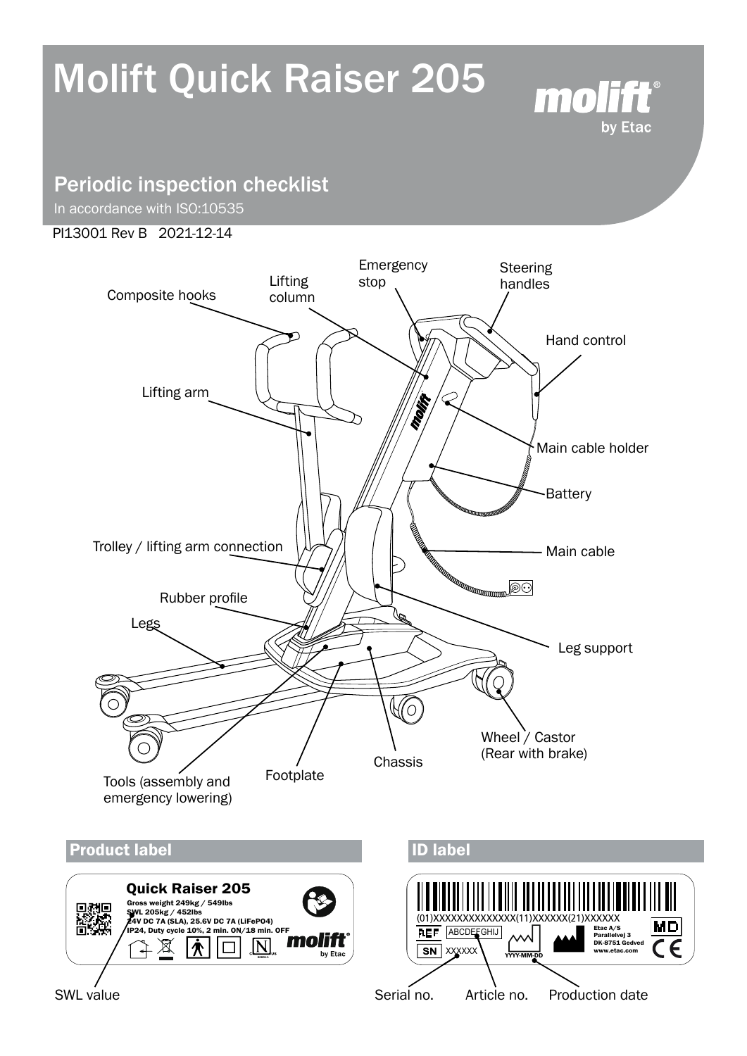# Molift Quick Raiser 205

molift by Etac

## Periodic inspection checklist

In accordance with ISO:10535

PI13001 Rev B 2021-12-14

Composite hooks
Lifting column
Emergency stop
Steering handles
Hand control
Lifting arm
Main cable holder
Battery
Trolley / lifting arm connection
Main cable
Rubber profile
Legs
Leg support
Wheel / Castor (Rear with brake)
Chassis
Footplate
Tools (assembly and emergency lowering)

## Product label

**Quick Raiser 205**
Gross weight 249kg / 549lbs
SWL 205kg / 452lbs
24V DC 7A (SLA), 25.6V DC 7A (LiFePO4)
IP24, Duty cycle 10%, 2 min. ON/18 min. OFF

molift by Etac

SWL value

## ID label

(01)XXXXXXXXXXXXXX(11)XXXXXX(21)XXXXXX

REF ABCDEFGHIJ

SN XXXXXX

YYYY-MM-DD

Etac A/S
Parallelvej 3
DK-8751 Gedved
www.etac.com

MD

CE

Serial no.
Article no.
Production date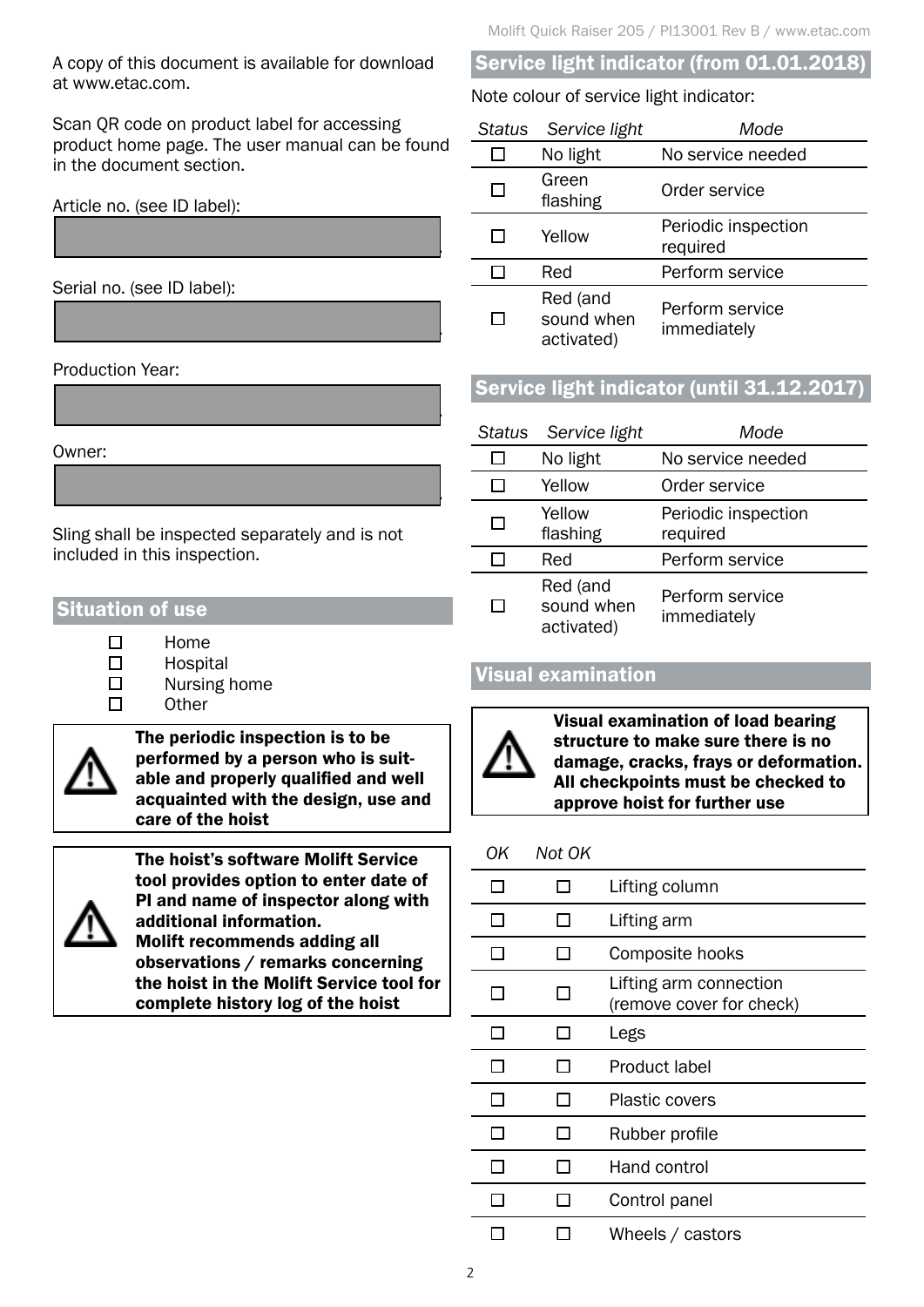A copy of this document is available for download at www.etac.com.

Scan QR code on product label for accessing product home page. The user manual can be found in the document section.

Article no. (see ID label):

Serial no. (see ID label):

Production Year:

Owner:

Sling shall be inspected separately and is not included in this inspection.

## Situation of use

- ☐ Home
- ☐ Hospital
- ☐ Nursing home
- ☐ Other

> ⚠ **The periodic inspection is to be performed by a person who is suitable and properly qualified and well acquainted with the design, use and care of the hoist**

> ⚠ **The hoist's software Molift Service tool provides option to enter date of PI and name of inspector along with additional information.**
> **Molift recommends adding all observations / remarks concerning the hoist in the Molift Service tool for complete history log of the hoist**

## Service light indicator (from 01.01.2018)

Note colour of service light indicator:

| *Status* | *Service light* | *Mode* |
|---|---|---|
| ☐ | No light | No service needed |
| ☐ | Green flashing | Order service |
| ☐ | Yellow | Periodic inspection required |
| ☐ | Red | Perform service |
| ☐ | Red (and sound when activated) | Perform service immediately |

## Service light indicator (until 31.12.2017)

| *Status* | *Service light* | *Mode* |
|---|---|---|
| ☐ | No light | No service needed |
| ☐ | Yellow | Order service |
| ☐ | Yellow flashing | Periodic inspection required |
| ☐ | Red | Perform service |
| ☐ | Red (and sound when activated) | Perform service immediately |

## Visual examination

> ⚠ **Visual examination of load bearing structure to make sure there is no damage, cracks, frays or deformation. All checkpoints must be checked to approve hoist for further use**

| *OK* | *Not OK* | |
|---|---|---|
| ☐ | ☐ | Lifting column |
| ☐ | ☐ | Lifting arm |
| ☐ | ☐ | Composite hooks |
| ☐ | ☐ | Lifting arm connection (remove cover for check) |
| ☐ | ☐ | Legs |
| ☐ | ☐ | Product label |
| ☐ | ☐ | Plastic covers |
| ☐ | ☐ | Rubber profile |
| ☐ | ☐ | Hand control |
| ☐ | ☐ | Control panel |
| ☐ | ☐ | Wheels / castors |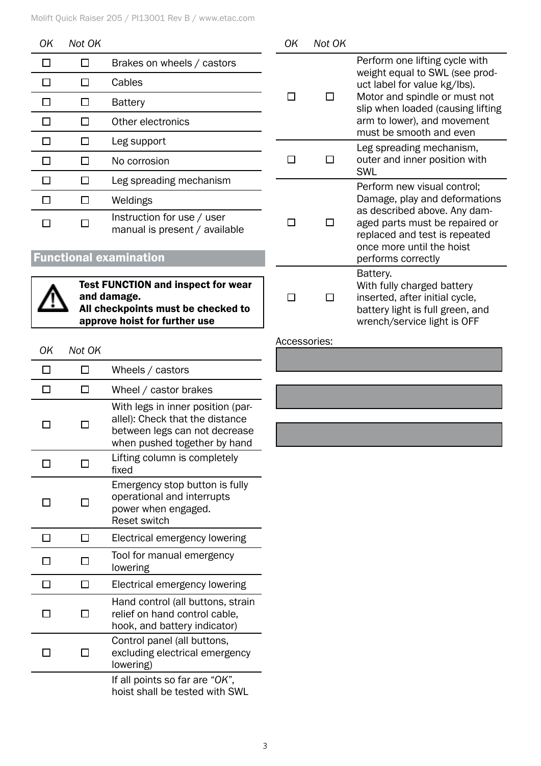| OK | Not OK | |
|---|---|---|
| ☐ | ☐ | Brakes on wheels / castors |
| ☐ | ☐ | Cables |
| ☐ | ☐ | Battery |
| ☐ | ☐ | Other electronics |
| ☐ | ☐ | Leg support |
| ☐ | ☐ | No corrosion |
| ☐ | ☐ | Leg spreading mechanism |
| ☐ | ☐ | Weldings |
| ☐ | ☐ | Instruction for use / user manual is present / available |

## Functional examination

> **Test FUNCTION and inspect for wear and damage.**
> **All checkpoints must be checked to approve hoist for further use**

| OK | Not OK | |
|---|---|---|
| ☐ | ☐ | Wheels / castors |
| ☐ | ☐ | Wheel / castor brakes |
| ☐ | ☐ | With legs in inner position (parallel): Check that the distance between legs can not decrease when pushed together by hand |
| ☐ | ☐ | Lifting column is completely fixed |
| ☐ | ☐ | Emergency stop button is fully operational and interrupts power when engaged. Reset switch |
| ☐ | ☐ | Electrical emergency lowering |
| ☐ | ☐ | Tool for manual emergency lowering |
| ☐ | ☐ | Electrical emergency lowering |
| ☐ | ☐ | Hand control (all buttons, strain relief on hand control cable, hook, and battery indicator) |
| ☐ | ☐ | Control panel (all buttons, excluding electrical emergency lowering) |
| | | If all points so far are *"OK"*, hoist shall be tested with SWL |

| OK | Not OK | |
|---|---|---|
| ☐ | ☐ | Perform one lifting cycle with weight equal to SWL (see product label for value kg/lbs). Motor and spindle or must not slip when loaded (causing lifting arm to lower), and movement must be smooth and even |
| ☐ | ☐ | Leg spreading mechanism, outer and inner position with SWL |
| ☐ | ☐ | Perform new visual control; Damage, play and deformations as described above. Any damaged parts must be repaired or replaced and test is repeated once more until the hoist performs correctly |
| ☐ | ☐ | Battery. With fully charged battery inserted, after initial cycle, battery light is full green, and wrench/service light is OFF |

Accessories: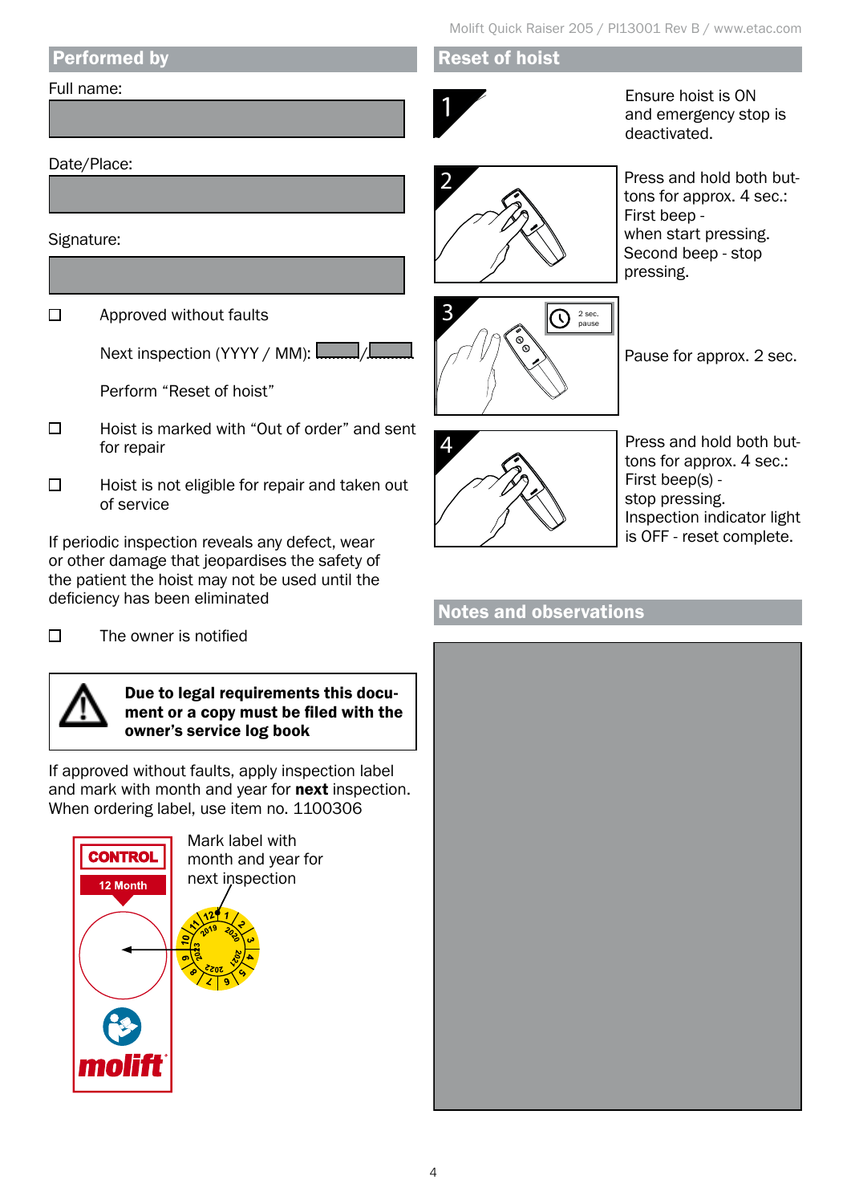## Performed by

Full name:

Date/Place:

Signature:

☐ Approved without faults

Next inspection (YYYY / MM): ____ / ____

Perform "Reset of hoist"

☐ Hoist is marked with "Out of order" and sent for repair

☐ Hoist is not eligible for repair and taken out of service

If periodic inspection reveals any defect, wear or other damage that jeopardises the safety of the patient the hoist may not be used until the deficiency has been eliminated

☐ The owner is notified

**Due to legal requirements this document or a copy must be filed with the owner's service log book**

If approved without faults, apply inspection label and mark with month and year for **next** inspection. When ordering label, use item no. 1100306

CONTROL

12 Month

molift

Mark label with month and year for next inspection

## Reset of hoist

1. Ensure hoist is ON and emergency stop is deactivated.
2. Press and hold both buttons for approx. 4 sec.: First beep - when start pressing. Second beep - stop pressing.
3. 2 sec. pause — Pause for approx. 2 sec.
4. Press and hold both buttons for approx. 4 sec.: First beep(s) - stop pressing. Inspection indicator light is OFF - reset complete.

## Notes and observations